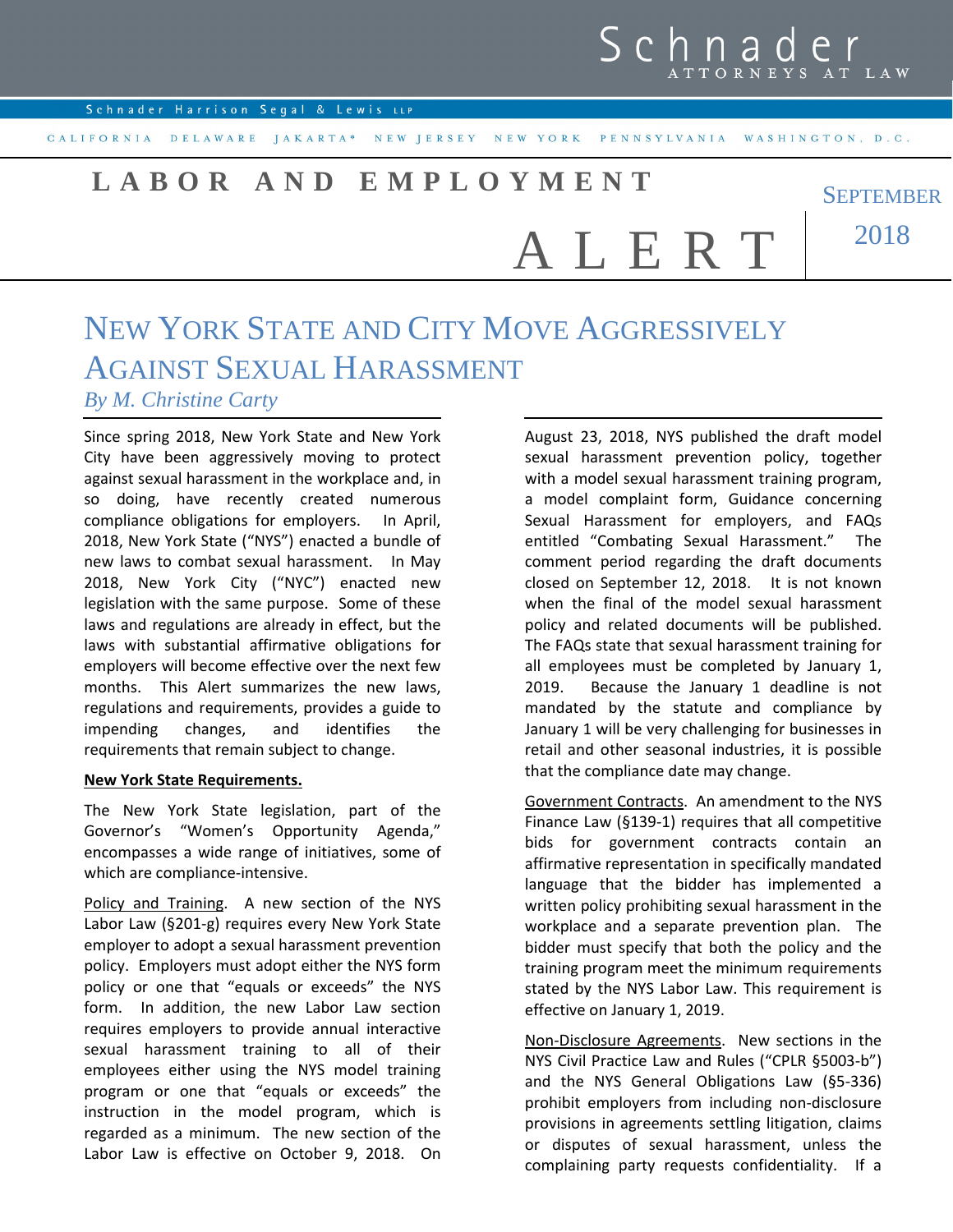# Schnader ATTORNEYS AT LAW

Schnader Harrison Segal & Lewis LLP

CALIFORNIA DELAWARE JAKARTA* NEW JERSEY NEW YORK PENNSYLVANIA WASHINGTON, D.C.

## LABOR AND EMPLOYMENT ALERT

SEPTEMBER 2018

# NEW YORK STATE AND CITY MOVE AGGRESSIVELY AGAINST SEXUAL HARASSMENT

*By M. Christine Carty*

Since spring 2018, New York State and New York City have been aggressively moving to protect against sexual harassment in the workplace and, in so doing, have recently created numerous compliance obligations for employers. In April, 2018, New York State ("NYS") enacted a bundle of new laws to combat sexual harassment. In May 2018, New York City ("NYC") enacted new legislation with the same purpose. Some of these laws and regulations are already in effect, but the laws with substantial affirmative obligations for employers will become effective over the next few months. This Alert summarizes the new laws, regulations and requirements, provides a guide to impending changes, and identifies the requirements that remain subject to change.

**New York State Requirements.**

The New York State legislation, part of the Governor's "Women's Opportunity Agenda," encompasses a wide range of initiatives, some of which are compliance-intensive.

Policy and Training. A new section of the NYS Labor Law (§201-g) requires every New York State employer to adopt a sexual harassment prevention policy. Employers must adopt either the NYS form policy or one that "equals or exceeds" the NYS form. In addition, the new Labor Law section requires employers to provide annual interactive sexual harassment training to all of their employees either using the NYS model training program or one that "equals or exceeds" the instruction in the model program, which is regarded as a minimum. The new section of the Labor Law is effective on October 9, 2018. On August 23, 2018, NYS published the draft model sexual harassment prevention policy, together with a model sexual harassment training program, a model complaint form, Guidance concerning Sexual Harassment for employers, and FAQs entitled "Combating Sexual Harassment." The comment period regarding the draft documents closed on September 12, 2018. It is not known when the final of the model sexual harassment policy and related documents will be published. The FAQs state that sexual harassment training for all employees must be completed by January 1, 2019. Because the January 1 deadline is not mandated by the statute and compliance by January 1 will be very challenging for businesses in retail and other seasonal industries, it is possible that the compliance date may change.

Government Contracts. An amendment to the NYS Finance Law (§139-1) requires that all competitive bids for government contracts contain an affirmative representation in specifically mandated language that the bidder has implemented a written policy prohibiting sexual harassment in the workplace and a separate prevention plan. The bidder must specify that both the policy and the training program meet the minimum requirements stated by the NYS Labor Law. This requirement is effective on January 1, 2019.

Non-Disclosure Agreements. New sections in the NYS Civil Practice Law and Rules ("CPLR §5003-b") and the NYS General Obligations Law (§5-336) prohibit employers from including non-disclosure provisions in agreements settling litigation, claims or disputes of sexual harassment, unless the complaining party requests confidentiality. If a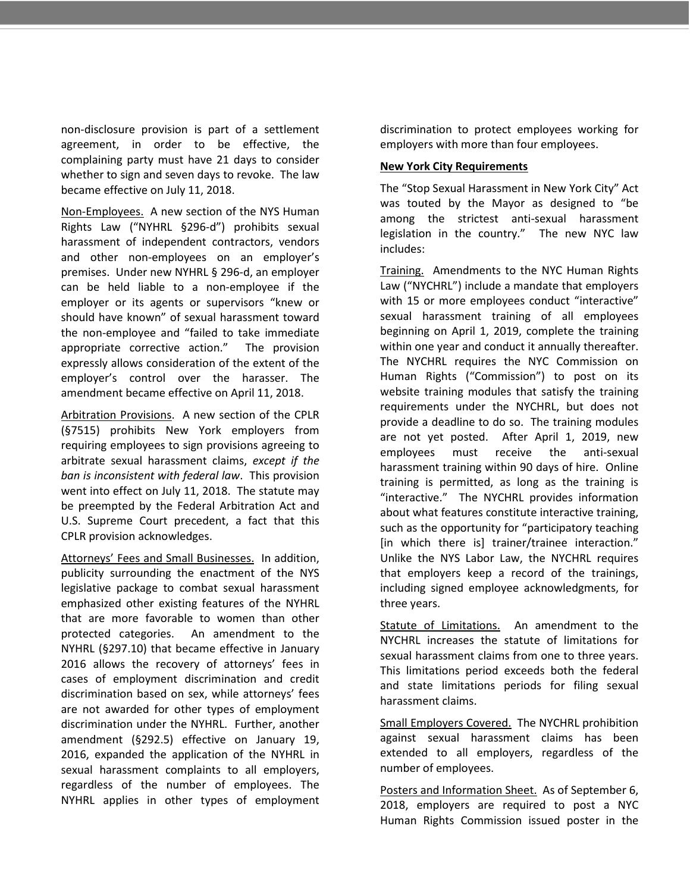non-disclosure provision is part of a settlement agreement, in order to be effective, the complaining party must have 21 days to consider whether to sign and seven days to revoke. The law became effective on July 11, 2018.

Non-Employees. A new section of the NYS Human Rights Law ("NYHRL §296-d") prohibits sexual harassment of independent contractors, vendors and other non-employees on an employer's premises. Under new NYHRL § 296-d, an employer can be held liable to a non-employee if the employer or its agents or supervisors "knew or should have known" of sexual harassment toward the non-employee and "failed to take immediate appropriate corrective action." The provision expressly allows consideration of the extent of the employer's control over the harasser. The amendment became effective on April 11, 2018.

Arbitration Provisions. A new section of the CPLR (§7515) prohibits New York employers from requiring employees to sign provisions agreeing to arbitrate sexual harassment claims, *except if the ban is inconsistent with federal law*. This provision went into effect on July 11, 2018. The statute may be preempted by the Federal Arbitration Act and U.S. Supreme Court precedent, a fact that this CPLR provision acknowledges.

Attorneys' Fees and Small Businesses. In addition, publicity surrounding the enactment of the NYS legislative package to combat sexual harassment emphasized other existing features of the NYHRL that are more favorable to women than other protected categories. An amendment to the NYHRL (§297.10) that became effective in January 2016 allows the recovery of attorneys' fees in cases of employment discrimination and credit discrimination based on sex, while attorneys' fees are not awarded for other types of employment discrimination under the NYHRL. Further, another amendment (§292.5) effective on January 19, 2016, expanded the application of the NYHRL in sexual harassment complaints to all employers, regardless of the number of employees. The NYHRL applies in other types of employment discrimination to protect employees working for employers with more than four employees.

**New York City Requirements**

The "Stop Sexual Harassment in New York City" Act was touted by the Mayor as designed to "be among the strictest anti-sexual harassment legislation in the country." The new NYC law includes:

Training. Amendments to the NYC Human Rights Law ("NYCHRL") include a mandate that employers with 15 or more employees conduct "interactive" sexual harassment training of all employees beginning on April 1, 2019, complete the training within one year and conduct it annually thereafter. The NYCHRL requires the NYC Commission on Human Rights ("Commission") to post on its website training modules that satisfy the training requirements under the NYCHRL, but does not provide a deadline to do so. The training modules are not yet posted. After April 1, 2019, new employees must receive the anti-sexual harassment training within 90 days of hire. Online training is permitted, as long as the training is "interactive." The NYCHRL provides information about what features constitute interactive training, such as the opportunity for "participatory teaching [in which there is] trainer/trainee interaction." Unlike the NYS Labor Law, the NYCHRL requires that employers keep a record of the trainings, including signed employee acknowledgments, for three years.

Statute of Limitations. An amendment to the NYCHRL increases the statute of limitations for sexual harassment claims from one to three years. This limitations period exceeds both the federal and state limitations periods for filing sexual harassment claims.

Small Employers Covered. The NYCHRL prohibition against sexual harassment claims has been extended to all employers, regardless of the number of employees.

Posters and Information Sheet. As of September 6, 2018, employers are required to post a NYC Human Rights Commission issued poster in the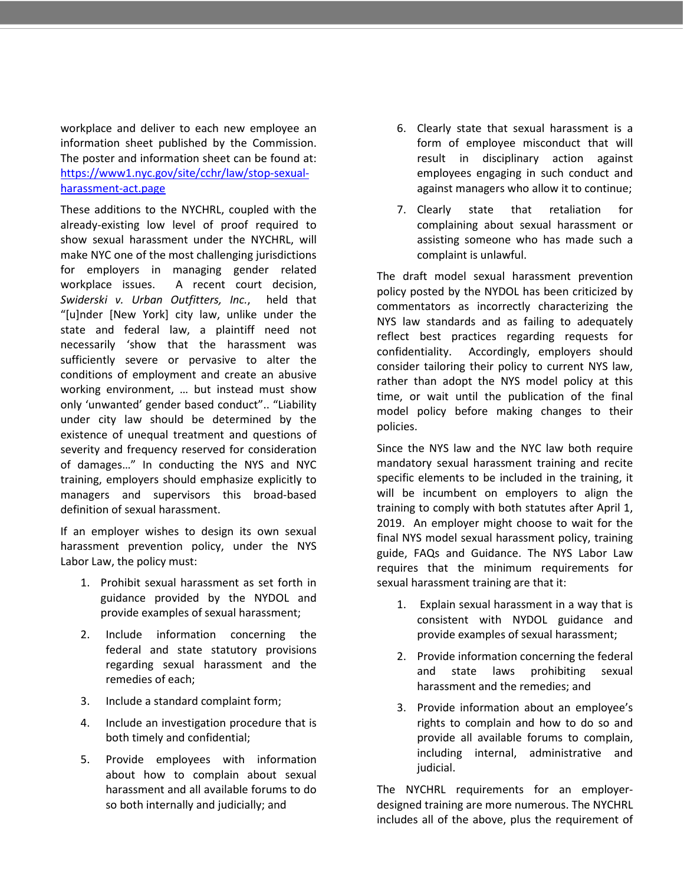workplace and deliver to each new employee an information sheet published by the Commission. The poster and information sheet can be found at: [https://www1.nyc.gov/site/cchr/law/stop-sexual-harassment-act.page](https://www1.nyc.gov/site/cchr/law/stop-sexual-harassment-act.page)

These additions to the NYCHRL, coupled with the already-existing low level of proof required to show sexual harassment under the NYCHRL, will make NYC one of the most challenging jurisdictions for employers in managing gender related workplace issues. A recent court decision, *Swiderski v. Urban Outfitters, Inc.*, held that "[u]nder [New York] city law, unlike under the state and federal law, a plaintiff need not necessarily 'show that the harassment was sufficiently severe or pervasive to alter the conditions of employment and create an abusive working environment, … but instead must show only 'unwanted' gender based conduct".. "Liability under city law should be determined by the existence of unequal treatment and questions of severity and frequency reserved for consideration of damages…" In conducting the NYS and NYC training, employers should emphasize explicitly to managers and supervisors this broad-based definition of sexual harassment.

If an employer wishes to design its own sexual harassment prevention policy, under the NYS Labor Law, the policy must:

1. Prohibit sexual harassment as set forth in guidance provided by the NYDOL and provide examples of sexual harassment;
2. Include information concerning the federal and state statutory provisions regarding sexual harassment and the remedies of each;
3. Include a standard complaint form;
4. Include an investigation procedure that is both timely and confidential;
5. Provide employees with information about how to complain about sexual harassment and all available forums to do so both internally and judicially; and
6. Clearly state that sexual harassment is a form of employee misconduct that will result in disciplinary action against employees engaging in such conduct and against managers who allow it to continue;
7. Clearly state that retaliation for complaining about sexual harassment or assisting someone who has made such a complaint is unlawful.

The draft model sexual harassment prevention policy posted by the NYDOL has been criticized by commentators as incorrectly characterizing the NYS law standards and as failing to adequately reflect best practices regarding requests for confidentiality. Accordingly, employers should consider tailoring their policy to current NYS law, rather than adopt the NYS model policy at this time, or wait until the publication of the final model policy before making changes to their policies.

Since the NYS law and the NYC law both require mandatory sexual harassment training and recite specific elements to be included in the training, it will be incumbent on employers to align the training to comply with both statutes after April 1, 2019. An employer might choose to wait for the final NYS model sexual harassment policy, training guide, FAQs and Guidance. The NYS Labor Law requires that the minimum requirements for sexual harassment training are that it:

1. Explain sexual harassment in a way that is consistent with NYDOL guidance and provide examples of sexual harassment;
2. Provide information concerning the federal and state laws prohibiting sexual harassment and the remedies; and
3. Provide information about an employee's rights to complain and how to do so and provide all available forums to complain, including internal, administrative and judicial.

The NYCHRL requirements for an employer-designed training are more numerous. The NYCHRL includes all of the above, plus the requirement of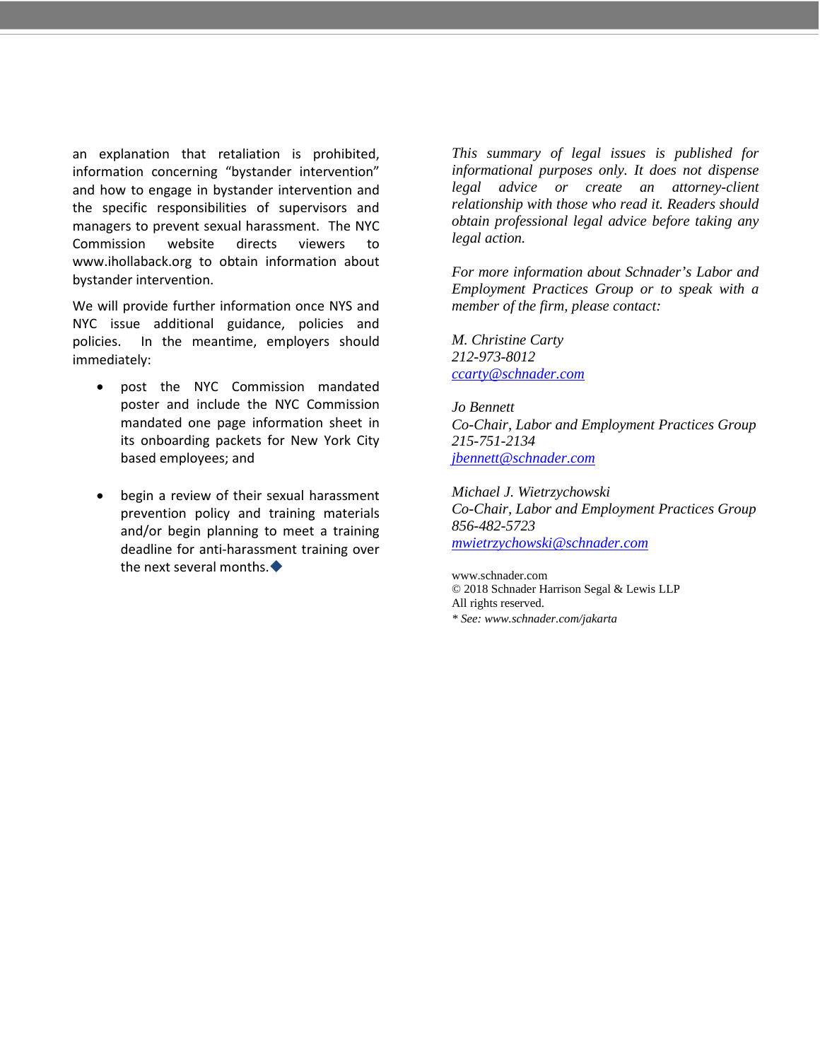an explanation that retaliation is prohibited, information concerning "bystander intervention" and how to engage in bystander intervention and the specific responsibilities of supervisors and managers to prevent sexual harassment. The NYC Commission website directs viewers to www.ihollaback.org to obtain information about bystander intervention.

We will provide further information once NYS and NYC issue additional guidance, policies and policies. In the meantime, employers should immediately:

- post the NYC Commission mandated poster and include the NYC Commission mandated one page information sheet in its onboarding packets for New York City based employees; and
- begin a review of their sexual harassment prevention policy and training materials and/or begin planning to meet a training deadline for anti-harassment training over the next several months.◆

*This summary of legal issues is published for informational purposes only. It does not dispense legal advice or create an attorney-client relationship with those who read it. Readers should obtain professional legal advice before taking any legal action.*

*For more information about Schnader's Labor and Employment Practices Group or to speak with a member of the firm, please contact:*

*M. Christine Carty*
*212-973-8012*
*ccarty@schnader.com*

*Jo Bennett*
*Co-Chair, Labor and Employment Practices Group*
*215-751-2134*
*jbennett@schnader.com*

*Michael J. Wietrzychowski*
*Co-Chair, Labor and Employment Practices Group*
*856-482-5723*
*mwietrzychowski@schnader.com*

www.schnader.com
© 2018 Schnader Harrison Segal & Lewis LLP
All rights reserved.
*\* See: www.schnader.com/jakarta*